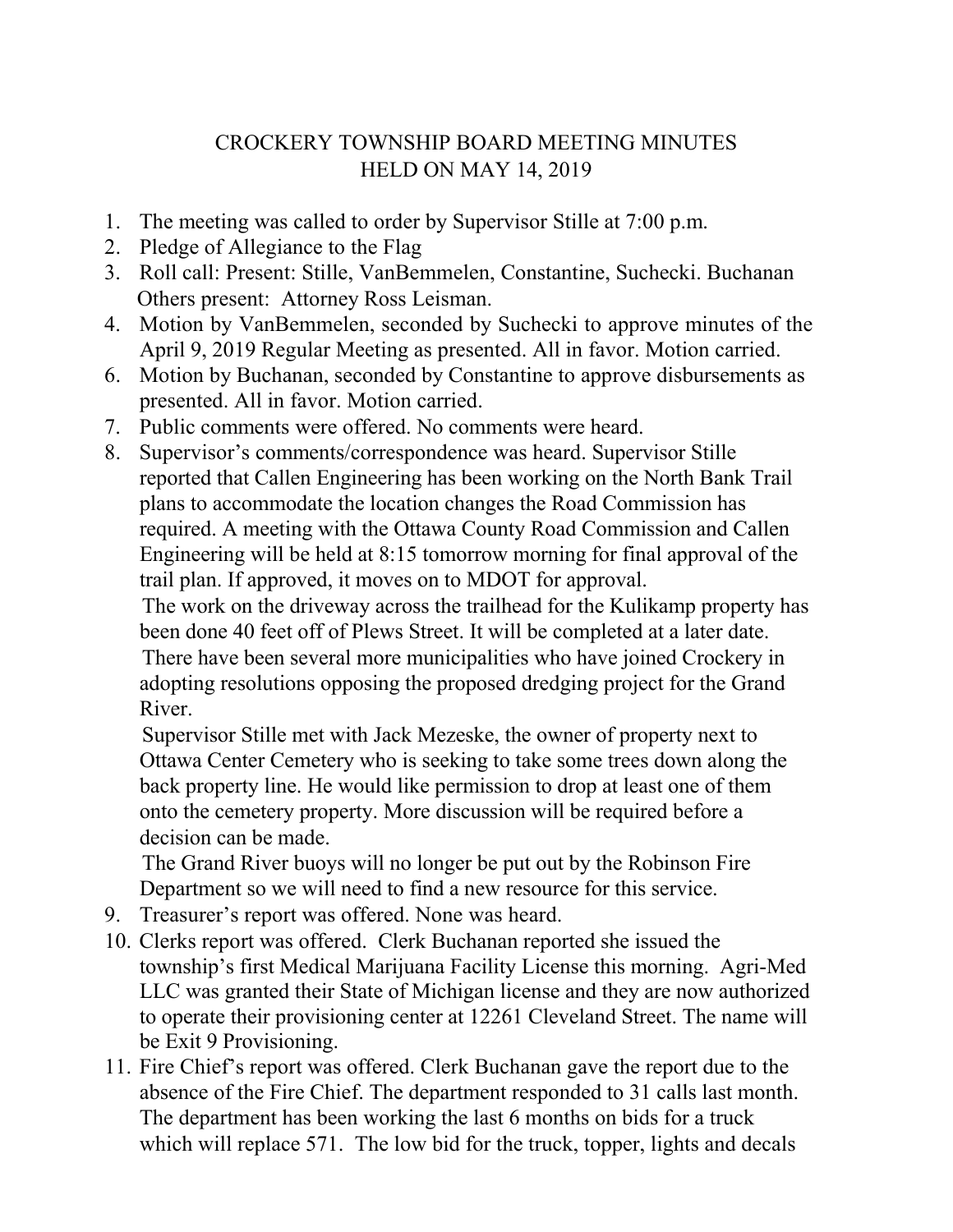# CROCKERY TOWNSHIP BOARD MEETING MINUTES
## HELD ON MAY 14, 2019

1. The meeting was called to order by Supervisor Stille at 7:00 p.m.
2. Pledge of Allegiance to the Flag
3. Roll call: Present: Stille, VanBemmelen, Constantine, Suchecki. Buchanan  
   Others present: Attorney Ross Leisman.
4. Motion by VanBemmelen, seconded by Suchecki to approve minutes of the April 9, 2019 Regular Meeting as presented. All in favor. Motion carried.
6. Motion by Buchanan, seconded by Constantine to approve disbursements as presented. All in favor. Motion carried.
7. Public comments were offered. No comments were heard.
8. Supervisor's comments/correspondence was heard. Supervisor Stille reported that Callen Engineering has been working on the North Bank Trail plans to accommodate the location changes the Road Commission has required. A meeting with the Ottawa County Road Commission and Callen Engineering will be held at 8:15 tomorrow morning for final approval of the trail plan. If approved, it moves on to MDOT for approval.  
   The work on the driveway across the trailhead for the Kulikamp property has been done 40 feet off of Plews Street. It will be completed at a later date.  
   There have been several more municipalities who have joined Crockery in adopting resolutions opposing the proposed dredging project for the Grand River.  
   Supervisor Stille met with Jack Mezeske, the owner of property next to Ottawa Center Cemetery who is seeking to take some trees down along the back property line. He would like permission to drop at least one of them onto the cemetery property. More discussion will be required before a decision can be made.  
   The Grand River buoys will no longer be put out by the Robinson Fire Department so we will need to find a new resource for this service.
9. Treasurer's report was offered. None was heard.
10. Clerks report was offered. Clerk Buchanan reported she issued the township's first Medical Marijuana Facility License this morning. Agri-Med LLC was granted their State of Michigan license and they are now authorized to operate their provisioning center at 12261 Cleveland Street. The name will be Exit 9 Provisioning.
11. Fire Chief's report was offered. Clerk Buchanan gave the report due to the absence of the Fire Chief. The department responded to 31 calls last month. The department has been working the last 6 months on bids for a truck which will replace 571. The low bid for the truck, topper, lights and decals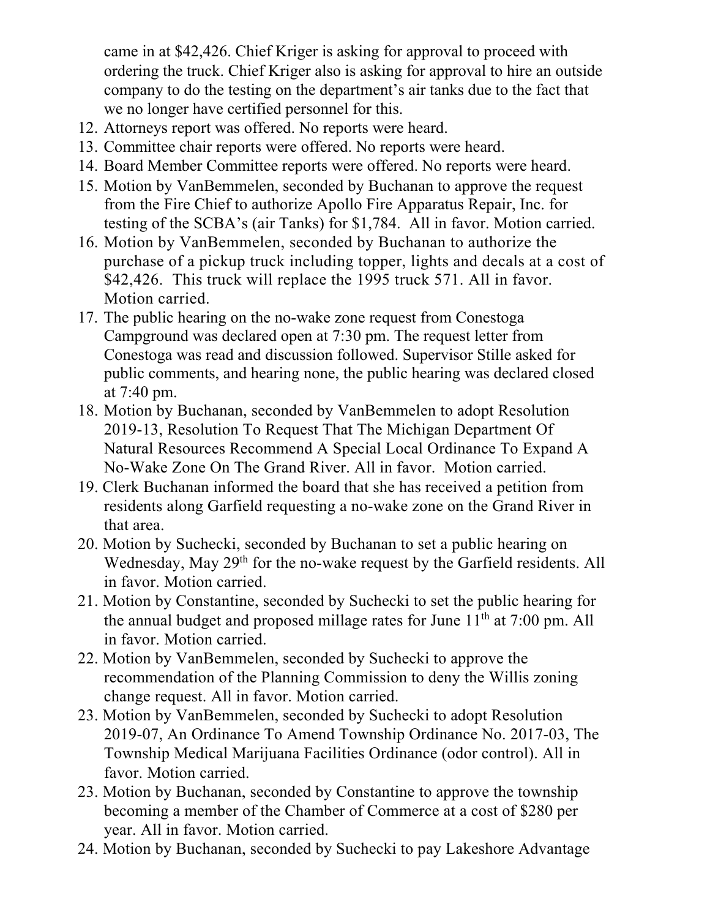came in at $42,426. Chief Kriger is asking for approval to proceed with ordering the truck. Chief Kriger also is asking for approval to hire an outside company to do the testing on the department's air tanks due to the fact that we no longer have certified personnel for this.

12. Attorneys report was offered. No reports were heard.
13. Committee chair reports were offered. No reports were heard.
14. Board Member Committee reports were offered. No reports were heard.
15. Motion by VanBemmelen, seconded by Buchanan to approve the request from the Fire Chief to authorize Apollo Fire Apparatus Repair, Inc. for testing of the SCBA's (air Tanks) for $1,784. All in favor. Motion carried.
16. Motion by VanBemmelen, seconded by Buchanan to authorize the purchase of a pickup truck including topper, lights and decals at a cost of $42,426. This truck will replace the 1995 truck 571. All in favor. Motion carried.
17. The public hearing on the no-wake zone request from Conestoga Campground was declared open at 7:30 pm. The request letter from Conestoga was read and discussion followed. Supervisor Stille asked for public comments, and hearing none, the public hearing was declared closed at 7:40 pm.
18. Motion by Buchanan, seconded by VanBemmelen to adopt Resolution 2019-13, Resolution To Request That The Michigan Department Of Natural Resources Recommend A Special Local Ordinance To Expand A No-Wake Zone On The Grand River. All in favor. Motion carried.
19. Clerk Buchanan informed the board that she has received a petition from residents along Garfield requesting a no-wake zone on the Grand River in that area.
20. Motion by Suchecki, seconded by Buchanan to set a public hearing on Wednesday, May 29th for the no-wake request by the Garfield residents. All in favor. Motion carried.
21. Motion by Constantine, seconded by Suchecki to set the public hearing for the annual budget and proposed millage rates for June 11th at 7:00 pm. All in favor. Motion carried.
22. Motion by VanBemmelen, seconded by Suchecki to approve the recommendation of the Planning Commission to deny the Willis zoning change request. All in favor. Motion carried.
23. Motion by VanBemmelen, seconded by Suchecki to adopt Resolution 2019-07, An Ordinance To Amend Township Ordinance No. 2017-03, The Township Medical Marijuana Facilities Ordinance (odor control). All in favor. Motion carried.

23\. Motion by Buchanan, seconded by Constantine to approve the township becoming a member of the Chamber of Commerce at a cost of $280 per year. All in favor. Motion carried.

24\. Motion by Buchanan, seconded by Suchecki to pay Lakeshore Advantage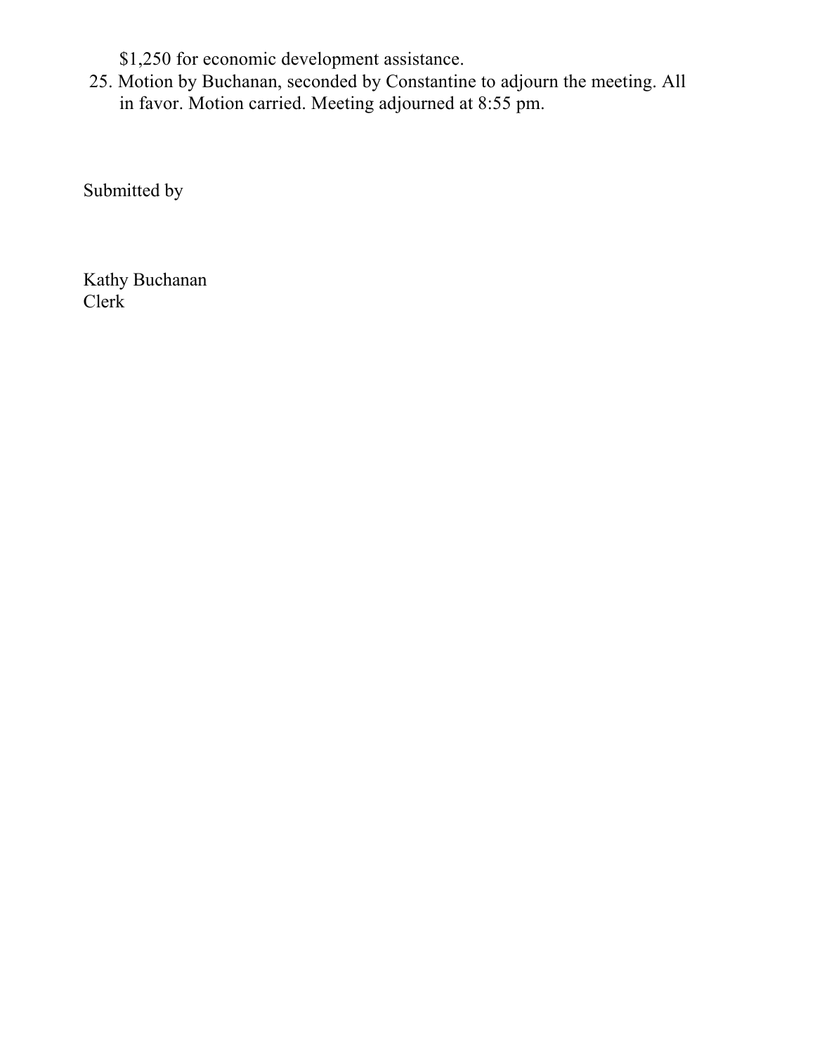$1,250 for economic development assistance.

25. Motion by Buchanan, seconded by Constantine to adjourn the meeting. All in favor. Motion carried. Meeting adjourned at 8:55 pm.

Submitted by

Kathy Buchanan
Clerk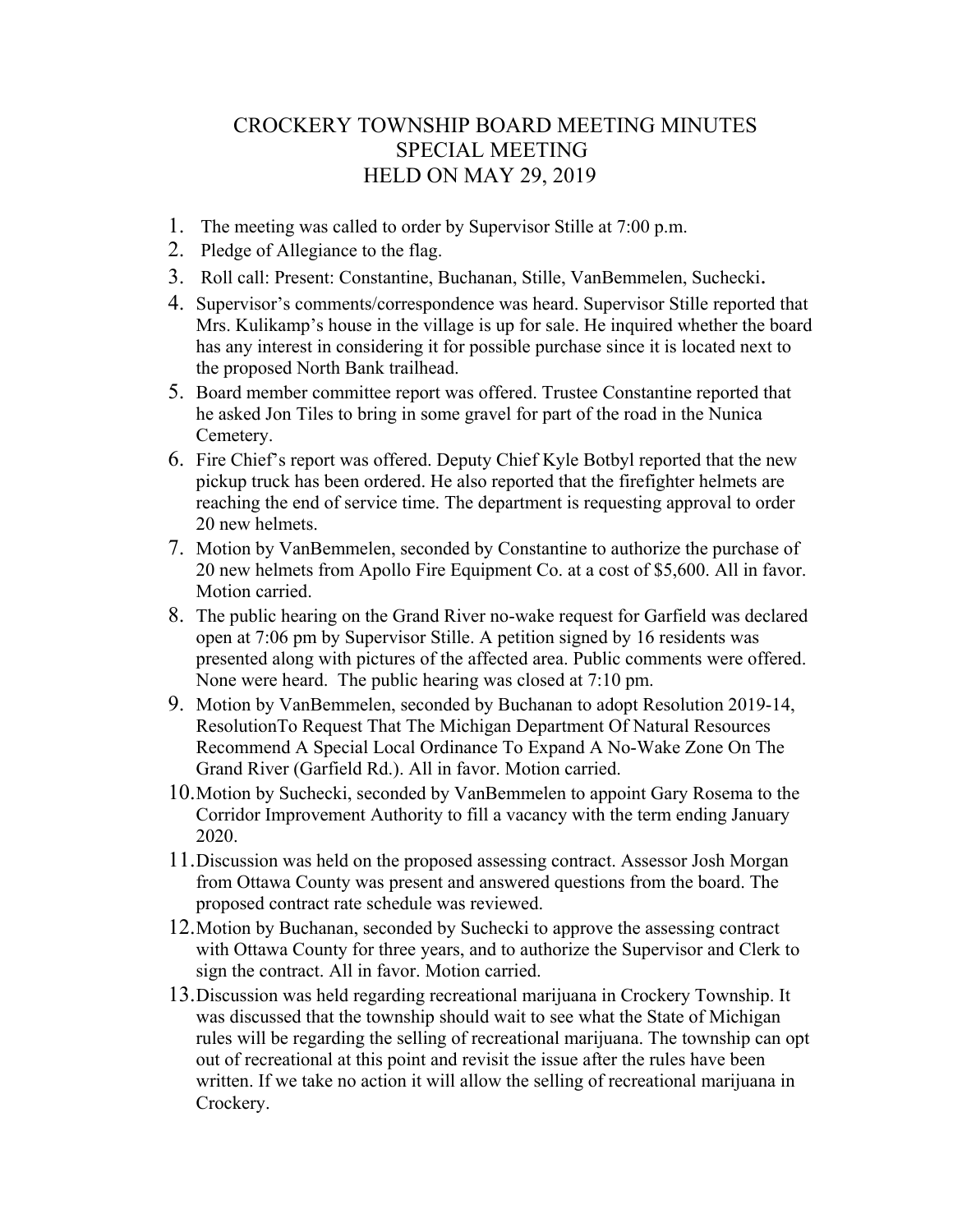# CROCKERY TOWNSHIP BOARD MEETING MINUTES
# SPECIAL MEETING
# HELD ON MAY 29, 2019

1. The meeting was called to order by Supervisor Stille at 7:00 p.m.
2. Pledge of Allegiance to the flag.
3. Roll call: Present: Constantine, Buchanan, Stille, VanBemmelen, Suchecki.
4. Supervisor's comments/correspondence was heard. Supervisor Stille reported that Mrs. Kulikamp's house in the village is up for sale. He inquired whether the board has any interest in considering it for possible purchase since it is located next to the proposed North Bank trailhead.
5. Board member committee report was offered. Trustee Constantine reported that he asked Jon Tiles to bring in some gravel for part of the road in the Nunica Cemetery.
6. Fire Chief's report was offered. Deputy Chief Kyle Botbyl reported that the new pickup truck has been ordered. He also reported that the firefighter helmets are reaching the end of service time. The department is requesting approval to order 20 new helmets.
7. Motion by VanBemmelen, seconded by Constantine to authorize the purchase of 20 new helmets from Apollo Fire Equipment Co. at a cost of $5,600. All in favor. Motion carried.
8. The public hearing on the Grand River no-wake request for Garfield was declared open at 7:06 pm by Supervisor Stille. A petition signed by 16 residents was presented along with pictures of the affected area. Public comments were offered. None were heard. The public hearing was closed at 7:10 pm.
9. Motion by VanBemmelen, seconded by Buchanan to adopt Resolution 2019-14, ResolutionTo Request That The Michigan Department Of Natural Resources Recommend A Special Local Ordinance To Expand A No-Wake Zone On The Grand River (Garfield Rd.). All in favor. Motion carried.
10. Motion by Suchecki, seconded by VanBemmelen to appoint Gary Rosema to the Corridor Improvement Authority to fill a vacancy with the term ending January 2020.
11. Discussion was held on the proposed assessing contract. Assessor Josh Morgan from Ottawa County was present and answered questions from the board. The proposed contract rate schedule was reviewed.
12. Motion by Buchanan, seconded by Suchecki to approve the assessing contract with Ottawa County for three years, and to authorize the Supervisor and Clerk to sign the contract. All in favor. Motion carried.
13. Discussion was held regarding recreational marijuana in Crockery Township. It was discussed that the township should wait to see what the State of Michigan rules will be regarding the selling of recreational marijuana. The township can opt out of recreational at this point and revisit the issue after the rules have been written. If we take no action it will allow the selling of recreational marijuana in Crockery.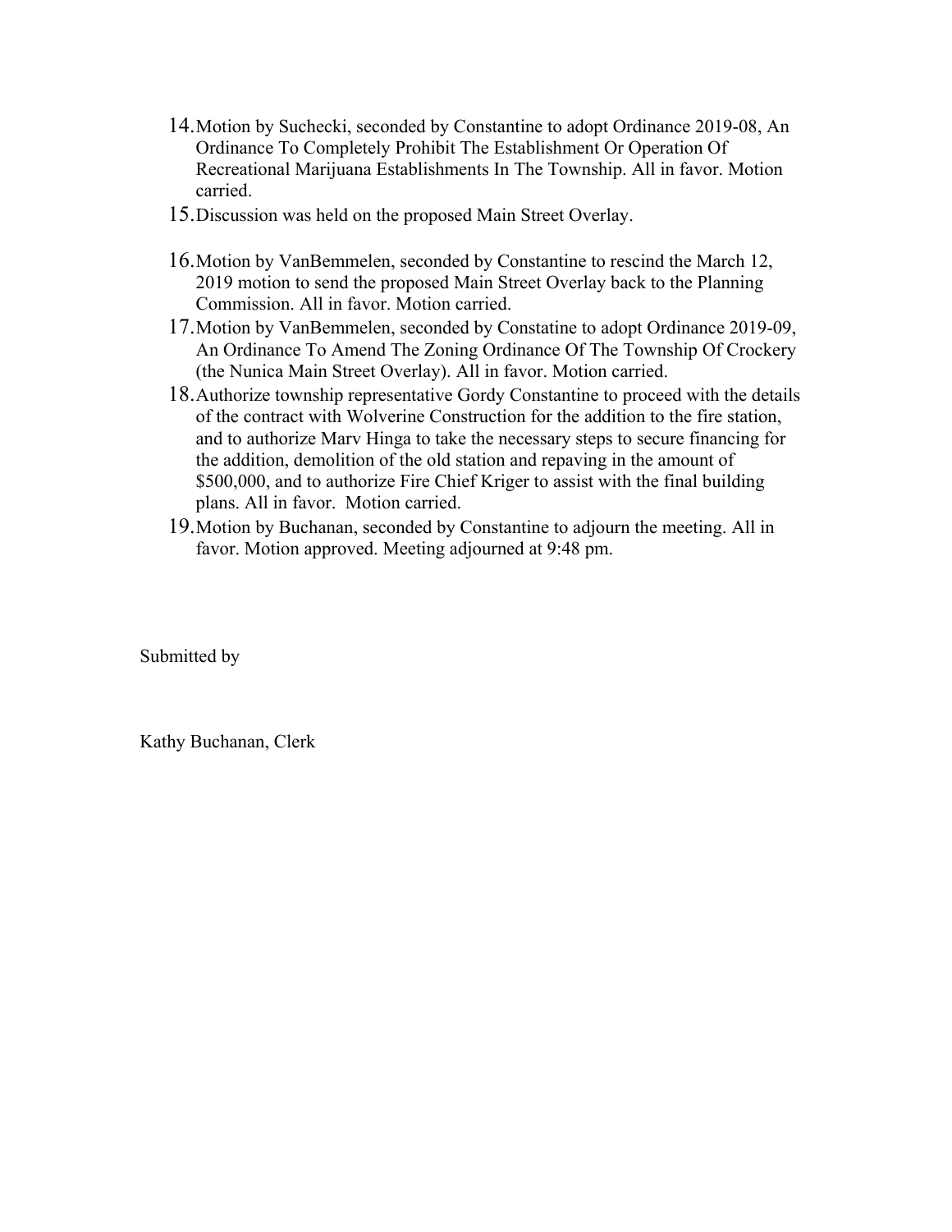14. Motion by Suchecki, seconded by Constantine to adopt Ordinance 2019-08, An Ordinance To Completely Prohibit The Establishment Or Operation Of Recreational Marijuana Establishments In The Township. All in favor. Motion carried.
15. Discussion was held on the proposed Main Street Overlay.
16. Motion by VanBemmelen, seconded by Constantine to rescind the March 12, 2019 motion to send the proposed Main Street Overlay back to the Planning Commission. All in favor. Motion carried.
17. Motion by VanBemmelen, seconded by Constatine to adopt Ordinance 2019-09, An Ordinance To Amend The Zoning Ordinance Of The Township Of Crockery (the Nunica Main Street Overlay). All in favor. Motion carried.
18. Authorize township representative Gordy Constantine to proceed with the details of the contract with Wolverine Construction for the addition to the fire station, and to authorize Marv Hinga to take the necessary steps to secure financing for the addition, demolition of the old station and repaving in the amount of $500,000, and to authorize Fire Chief Kriger to assist with the final building plans. All in favor. Motion carried.
19. Motion by Buchanan, seconded by Constantine to adjourn the meeting. All in favor. Motion approved. Meeting adjourned at 9:48 pm.

Submitted by

Kathy Buchanan, Clerk